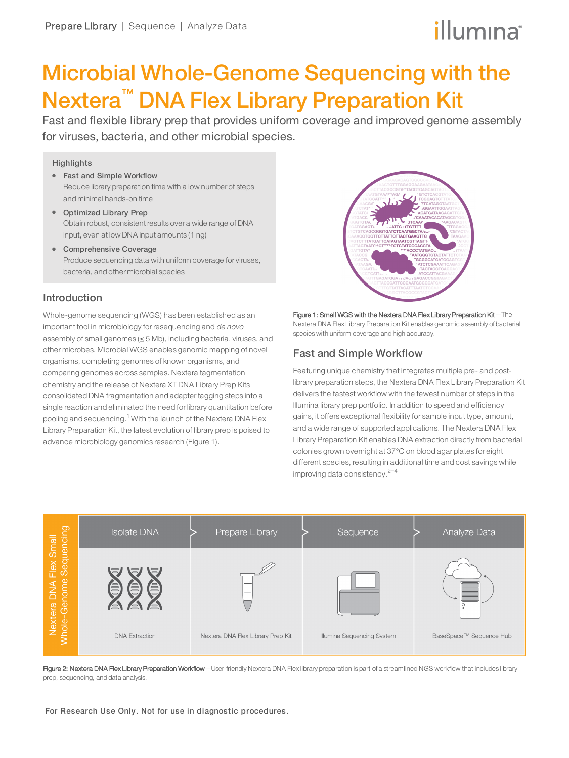# Microbial Whole-Genome Sequencing with the Nextera™ DNA Flex Library Preparation Kit

Fast and flexible library prep that provides uniform coverage and improved genome assembly for viruses, bacteria, and other microbial species.

### Highlights

- **Fast and Simple Workflow**
  Reduce library preparation time with a low number of steps and minimal hands-on time
- **Optimized Library Prep**
  Obtain robust, consistent results over a wide range of DNA input, even at low DNA input amounts (1 ng)
- **Comprehensive Coverage**
  Produce sequencing data with uniform coverage for viruses, bacteria, and other microbial species

## Introduction

Whole-genome sequencing (WGS) has been established as an important tool in microbiology for resequencing and *de novo* assembly of small genomes (≤ 5 Mb), including bacteria, viruses, and other microbes. Microbial WGS enables genomic mapping of novel organisms, completing genomes of known organisms, and comparing genomes across samples. Nextera tagmentation chemistry and the release of Nextera XT DNA Library Prep Kits consolidated DNA fragmentation and adapter tagging steps into a single reaction and eliminated the need for library quantitation before pooling and sequencing.[1] With the launch of the Nextera DNA Flex Library Preparation Kit, the latest evolution of library prep is poised to advance microbiology genomics research (Figure 1).

**Figure 1: Small WGS with the Nextera DNA Flex Library Preparation Kit**—The Nextera DNA Flex Library Preparation Kit enables genomic assembly of bacterial species with uniform coverage and high accuracy.

## Fast and Simple Workflow

Featuring unique chemistry that integrates multiple pre- and post-library preparation steps, the Nextera DNA Flex Library Preparation Kit delivers the fastest workflow with the fewest number of steps in the Illumina library prep portfolio. In addition to speed and efficiency gains, it offers exceptional flexibility for sample input type, amount, and a wide range of supported applications. The Nextera DNA Flex Library Preparation Kit enables DNA extraction directly from bacterial colonies grown overnight at 37°C on blood agar plates for eight different species, resulting in additional time and cost savings while improving data consistency.[2–4]

| Nextera DNA Flex Small Whole-Genome Sequencing | | | |
|---|---|---|---|
| Isolate DNA | Prepare Library | Sequence | Analyze Data |
| DNA Extraction | Nextera DNA Flex Library Prep Kit | Illumina Sequencing System | BaseSpace™ Sequence Hub |

**Figure 2: Nextera DNA Flex Library Preparation Workflow**—User-friendly Nextera DNA Flex library preparation is part of a streamlined NGS workflow that includes library prep, sequencing, and data analysis.

For Research Use Only. Not for use in diagnostic procedures.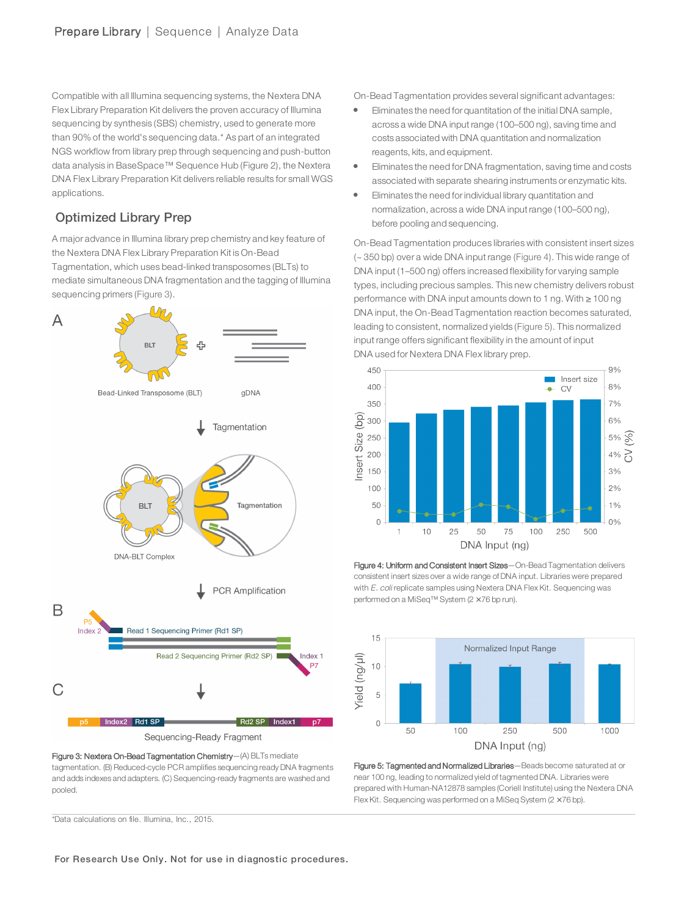Compatible with all Illumina sequencing systems, the Nextera DNA Flex Library Preparation Kit delivers the proven accuracy of Illumina sequencing by synthesis (SBS) chemistry, used to generate more than 90% of the world's sequencing data.* As part of an integrated NGS workflow from library prep through sequencing and push-button data analysis in BaseSpace™ Sequence Hub (Figure 2), the Nextera DNA Flex Library Preparation Kit delivers reliable results for small WGS applications.

## Optimized Library Prep

A major advance in Illumina library prep chemistry and key feature of the Nextera DNA Flex Library Preparation Kit is On-Bead Tagmentation, which uses bead-linked transposomes (BLTs) to mediate simultaneous DNA fragmentation and the tagging of Illumina sequencing primers (Figure 3).

**Figure 3: Nextera On-Bead Tagmentation Chemistry**—(A) BLTs mediate tagmentation. (B) Reduced-cycle PCR amplifies sequencing ready DNA fragments and adds indexes and adapters. (C) Sequencing-ready fragments are washed and pooled.

On-Bead Tagmentation provides several significant advantages:

- Eliminates the need for quantitation of the initial DNA sample, across a wide DNA input range (100–500 ng), saving time and costs associated with DNA quantitation and normalization reagents, kits, and equipment.
- Eliminates the need for DNA fragmentation, saving time and costs associated with separate shearing instruments or enzymatic kits.
- Eliminates the need for individual library quantitation and normalization, across a wide DNA input range (100–500 ng), before pooling and sequencing.

On-Bead Tagmentation produces libraries with consistent insert sizes (~ 350 bp) over a wide DNA input range (Figure 4). This wide range of DNA input (1–500 ng) offers increased flexibility for varying sample types, including precious samples. This new chemistry delivers robust performance with DNA input amounts down to 1 ng. With ≥ 100 ng DNA input, the On-Bead Tagmentation reaction becomes saturated, leading to consistent, normalized yields (Figure 5). This normalized input range offers significant flexibility in the amount of input DNA used for Nextera DNA Flex library prep.

**Figure 4: Uniform and Consistent Insert Sizes**—On-Bead Tagmentation delivers consistent insert sizes over a wide range of DNA input. Libraries were prepared with *E. coli* replicate samples using Nextera DNA Flex Kit. Sequencing was performed on a MiSeq™ System (2 × 76 bp run).

**Figure 5: Tagmented and Normalized Libraries**—Beads become saturated at or near 100 ng, leading to normalized yield of tagmented DNA. Libraries were prepared with Human-NA12878 samples (Coriell Institute) using the Nextera DNA Flex Kit. Sequencing was performed on a MiSeq System (2 × 76 bp).

*Data calculations on file. Illumina, Inc., 2015.

For Research Use Only. Not for use in diagnostic procedures.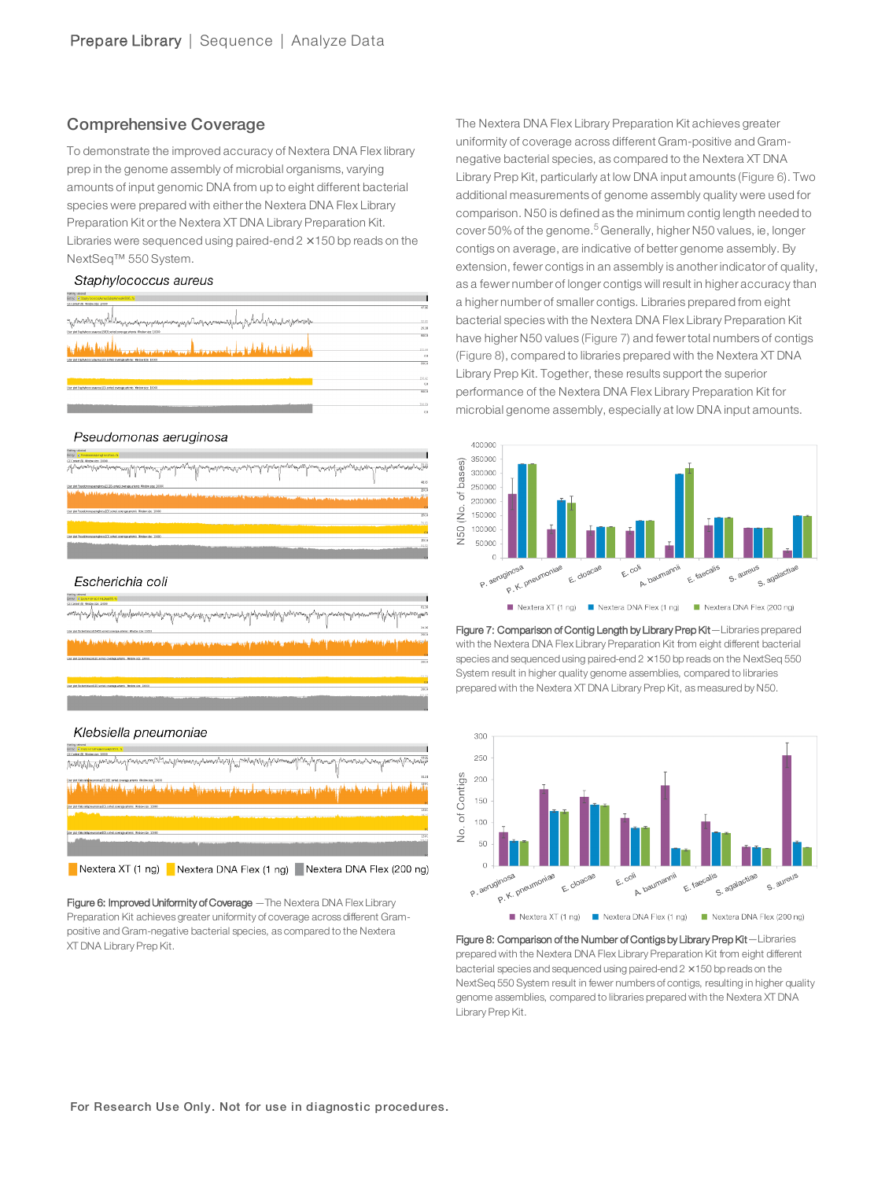## Comprehensive Coverage

To demonstrate the improved accuracy of Nextera DNA Flex library prep in the genome assembly of microbial organisms, varying amounts of input genomic DNA from up to eight different bacterial species were prepared with either the Nextera DNA Flex Library Preparation Kit or the Nextera XT DNA Library Preparation Kit. Libraries were sequenced using paired-end 2 × 150 bp reads on the NextSeq™ 550 System.

*Staphylococcus aureus*

*Pseudomonas aeruginosa*

*Escherichia coli*

*Klebsiella pneumoniae*

Nextera XT (1 ng) | Nextera DNA Flex (1 ng) | Nextera DNA Flex (200 ng)

**Figure 6: Improved Uniformity of Coverage** —The Nextera DNA Flex Library Preparation Kit achieves greater uniformity of coverage across different Gram-positive and Gram-negative bacterial species, as compared to the Nextera XT DNA Library Prep Kit.

The Nextera DNA Flex Library Preparation Kit achieves greater uniformity of coverage across different Gram-positive and Gram-negative bacterial species, as compared to the Nextera XT DNA Library Prep Kit, particularly at low DNA input amounts (Figure 6). Two additional measurements of genome assembly quality were used for comparison. N50 is defined as the minimum contig length needed to cover 50% of the genome.[5] Generally, higher N50 values, ie, longer contigs on average, are indicative of better genome assembly. By extension, fewer contigs in an assembly is another indicator of quality, as a fewer number of longer contigs will result in higher accuracy than a higher number of smaller contigs. Libraries prepared from eight bacterial species with the Nextera DNA Flex Library Preparation Kit have higher N50 values (Figure 7) and fewer total numbers of contigs (Figure 8), compared to libraries prepared with the Nextera XT DNA Library Prep Kit. Together, these results support the superior performance of the Nextera DNA Flex Library Preparation Kit for microbial genome assembly, especially at low DNA input amounts.

**Figure 7: Comparison of Contig Length by Library Prep Kit**—Libraries prepared with the Nextera DNA Flex Library Preparation Kit from eight different bacterial species and sequenced using paired-end 2 × 150 bp reads on the NextSeq 550 System result in higher quality genome assemblies, compared to libraries prepared with the Nextera XT DNA Library Prep Kit, as measured by N50.

**Figure 8: Comparison of the Number of Contigs by Library Prep Kit**—Libraries prepared with the Nextera DNA Flex Library Preparation Kit from eight different bacterial species and sequenced using paired-end 2 × 150 bp reads on the NextSeq 550 System result in fewer numbers of contigs, resulting in higher quality genome assemblies, compared to libraries prepared with the Nextera XT DNA Library Prep Kit.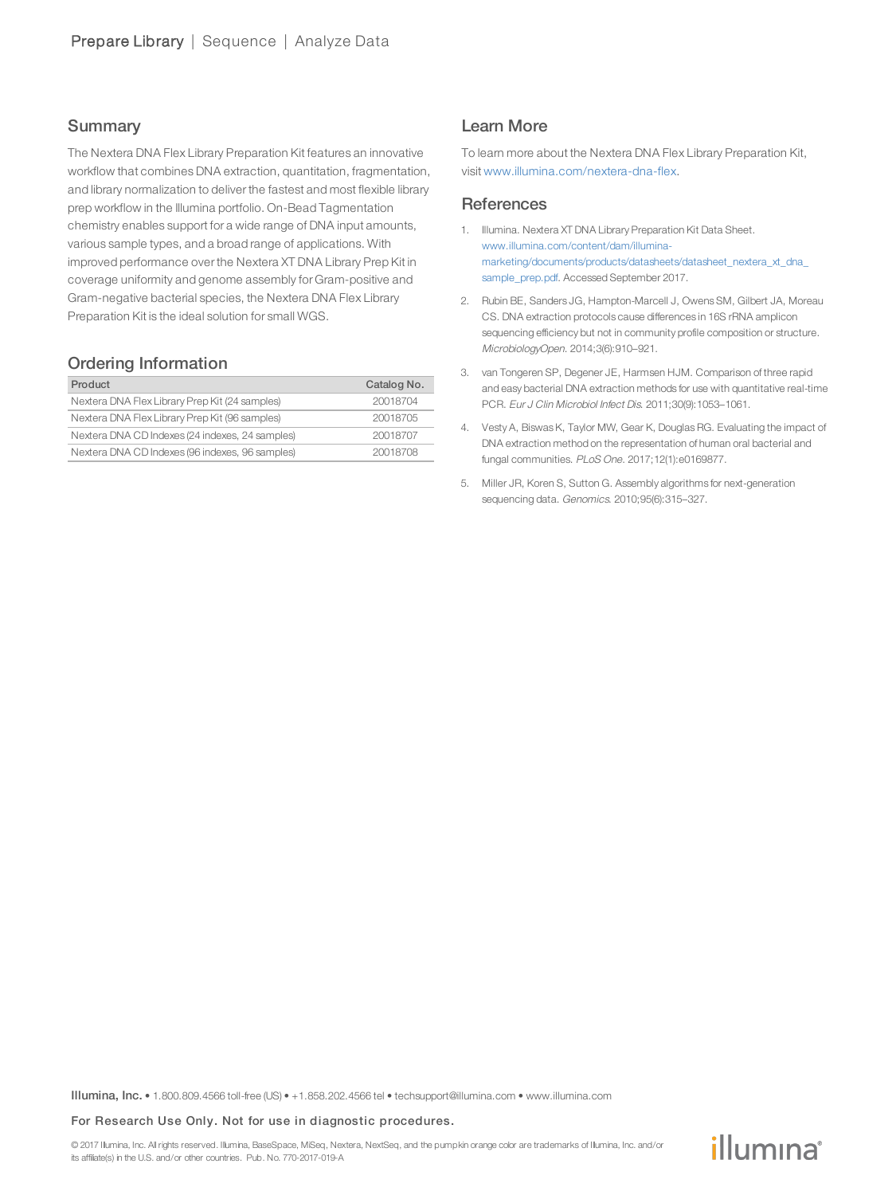## Summary

The Nextera DNA Flex Library Preparation Kit features an innovative workflow that combines DNA extraction, quantitation, fragmentation, and library normalization to deliver the fastest and most flexible library prep workflow in the Illumina portfolio. On-Bead Tagmentation chemistry enables support for a wide range of DNA input amounts, various sample types, and a broad range of applications. With improved performance over the Nextera XT DNA Library Prep Kit in coverage uniformity and genome assembly for Gram-positive and Gram-negative bacterial species, the Nextera DNA Flex Library Preparation Kit is the ideal solution for small WGS.

## Ordering Information

| Product | Catalog No. |
|---|---|
| Nextera DNA Flex Library Prep Kit (24 samples) | 20018704 |
| Nextera DNA Flex Library Prep Kit (96 samples) | 20018705 |
| Nextera DNA CD Indexes (24 indexes, 24 samples) | 20018707 |
| Nextera DNA CD Indexes (96 indexes, 96 samples) | 20018708 |

## Learn More

To learn more about the Nextera DNA Flex Library Preparation Kit, visit www.illumina.com/nextera-dna-flex.

## References

1. Illumina. Nextera XT DNA Library Preparation Kit Data Sheet. www.illumina.com/content/dam/illumina-marketing/documents/products/datasheets/datasheet_nextera_xt_dna_sample_prep.pdf. Accessed September 2017.
2. Rubin BE, Sanders JG, Hampton-Marcell J, Owens SM, Gilbert JA, Moreau CS. DNA extraction protocols cause differences in 16S rRNA amplicon sequencing efficiency but not in community profile composition or structure. *MicrobiologyOpen*. 2014;3(6):910–921.
3. van Tongeren SP, Degener JE, Harmsen HJM. Comparison of three rapid and easy bacterial DNA extraction methods for use with quantitative real-time PCR. *Eur J Clin Microbiol Infect Dis*. 2011;30(9):1053–1061.
4. Vesty A, Biswas K, Taylor MW, Gear K, Douglas RG. Evaluating the impact of DNA extraction method on the representation of human oral bacterial and fungal communities. *PLoS One*. 2017;12(1):e0169877.
5. Miller JR, Koren S, Sutton G. Assembly algorithms for next-generation sequencing data. *Genomics*. 2010;95(6):315–327.

**Illumina, Inc.** • 1.800.809.4566 toll-free (US) • +1.858.202.4566 tel • techsupport@illumina.com • www.illumina.com

**For Research Use Only. Not for use in diagnostic procedures.**

© 2017 Illumina, Inc. All rights reserved. Illumina, BaseSpace, MiSeq, Nextera, NextSeq, and the pumpkin orange color are trademarks of Illumina, Inc. and/or its affiliate(s) in the U.S. and/or other countries. Pub. No. 770-2017-019-A